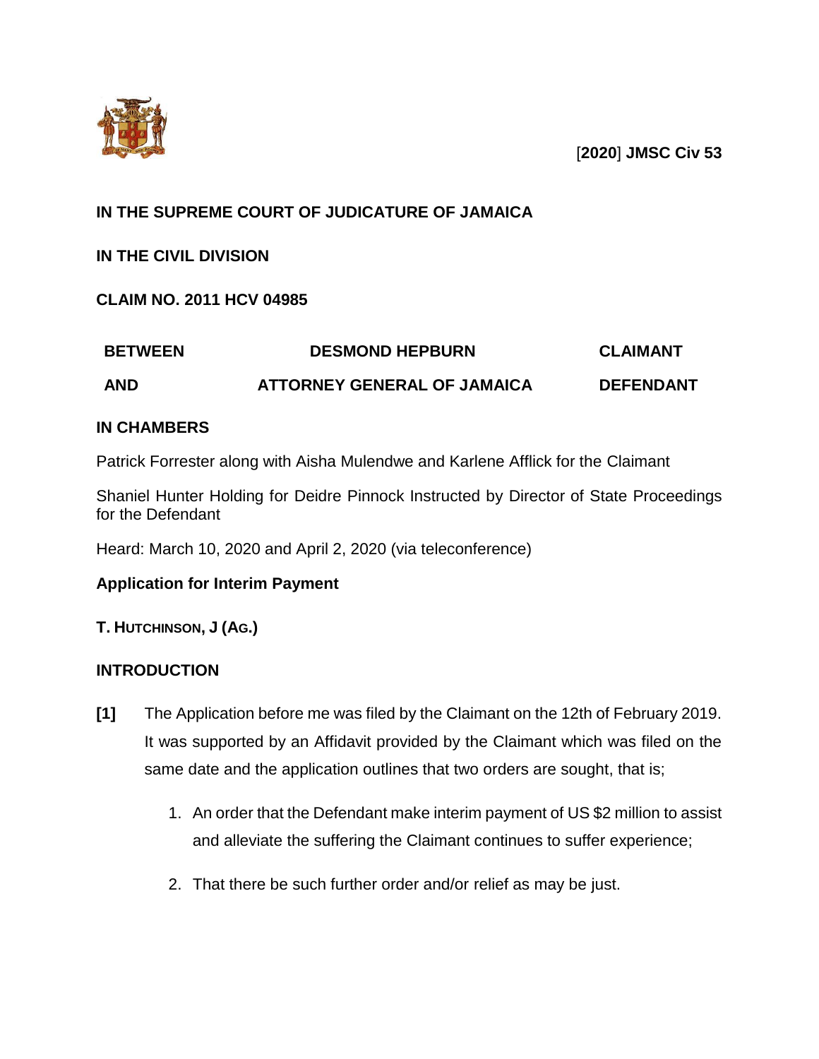[**2020**] **JMSC Civ 53**

**IN THE SUPREME COURT OF JUDICATURE OF JAMAICA**

**IN THE CIVIL DIVISION**

**CLAIM NO. 2011 HCV 04985**

| **BETWEEN** | **DESMOND HEPBURN** | **CLAIMANT** |
|---|---|---|
| **AND** | **ATTORNEY GENERAL OF JAMAICA** | **DEFENDANT** |

**IN CHAMBERS**

Patrick Forrester along with Aisha Mulendwe and Karlene Afflick for the Claimant

Shaniel Hunter Holding for Deidre Pinnock Instructed by Director of State Proceedings for the Defendant

Heard: March 10, 2020 and April 2, 2020 (via teleconference)

**Application for Interim Payment**

**T. HUTCHINSON, J (AG.)**

**INTRODUCTION**

**[1]** The Application before me was filed by the Claimant on the 12th of February 2019. It was supported by an Affidavit provided by the Claimant which was filed on the same date and the application outlines that two orders are sought, that is;

1. An order that the Defendant make interim payment of US $2 million to assist and alleviate the suffering the Claimant continues to suffer experience;
2. That there be such further order and/or relief as may be just.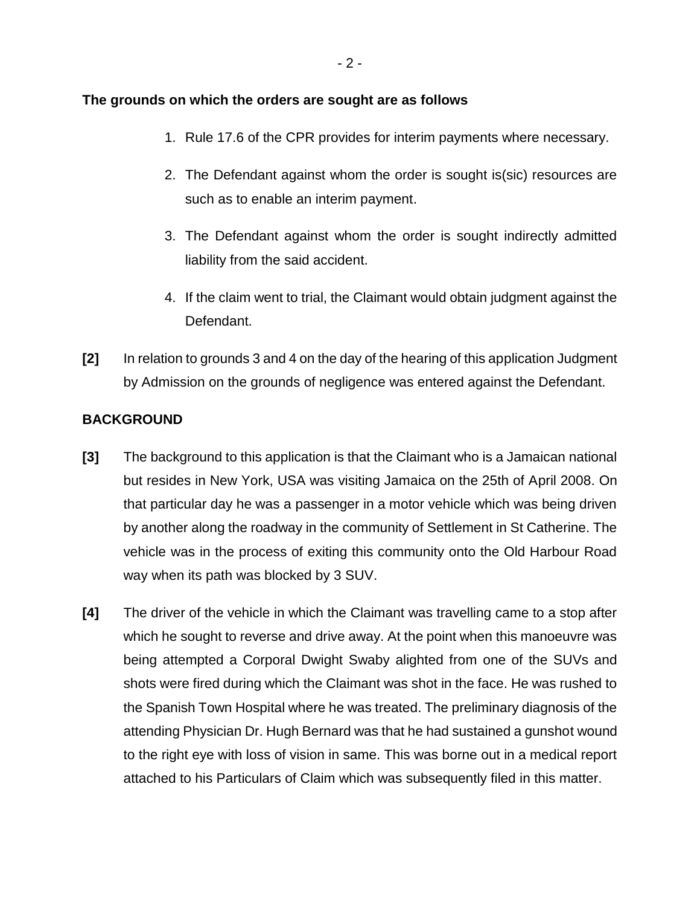**The grounds on which the orders are sought are as follows**

1. Rule 17.6 of the CPR provides for interim payments where necessary.

2. The Defendant against whom the order is sought is(sic) resources are such as to enable an interim payment.

3. The Defendant against whom the order is sought indirectly admitted liability from the said accident.

4. If the claim went to trial, the Claimant would obtain judgment against the Defendant.

**[2]** In relation to grounds 3 and 4 on the day of the hearing of this application Judgment by Admission on the grounds of negligence was entered against the Defendant.

**BACKGROUND**

**[3]** The background to this application is that the Claimant who is a Jamaican national but resides in New York, USA was visiting Jamaica on the 25th of April 2008. On that particular day he was a passenger in a motor vehicle which was being driven by another along the roadway in the community of Settlement in St Catherine. The vehicle was in the process of exiting this community onto the Old Harbour Road way when its path was blocked by 3 SUV.

**[4]** The driver of the vehicle in which the Claimant was travelling came to a stop after which he sought to reverse and drive away. At the point when this manoeuvre was being attempted a Corporal Dwight Swaby alighted from one of the SUVs and shots were fired during which the Claimant was shot in the face. He was rushed to the Spanish Town Hospital where he was treated. The preliminary diagnosis of the attending Physician Dr. Hugh Bernard was that he had sustained a gunshot wound to the right eye with loss of vision in same. This was borne out in a medical report attached to his Particulars of Claim which was subsequently filed in this matter.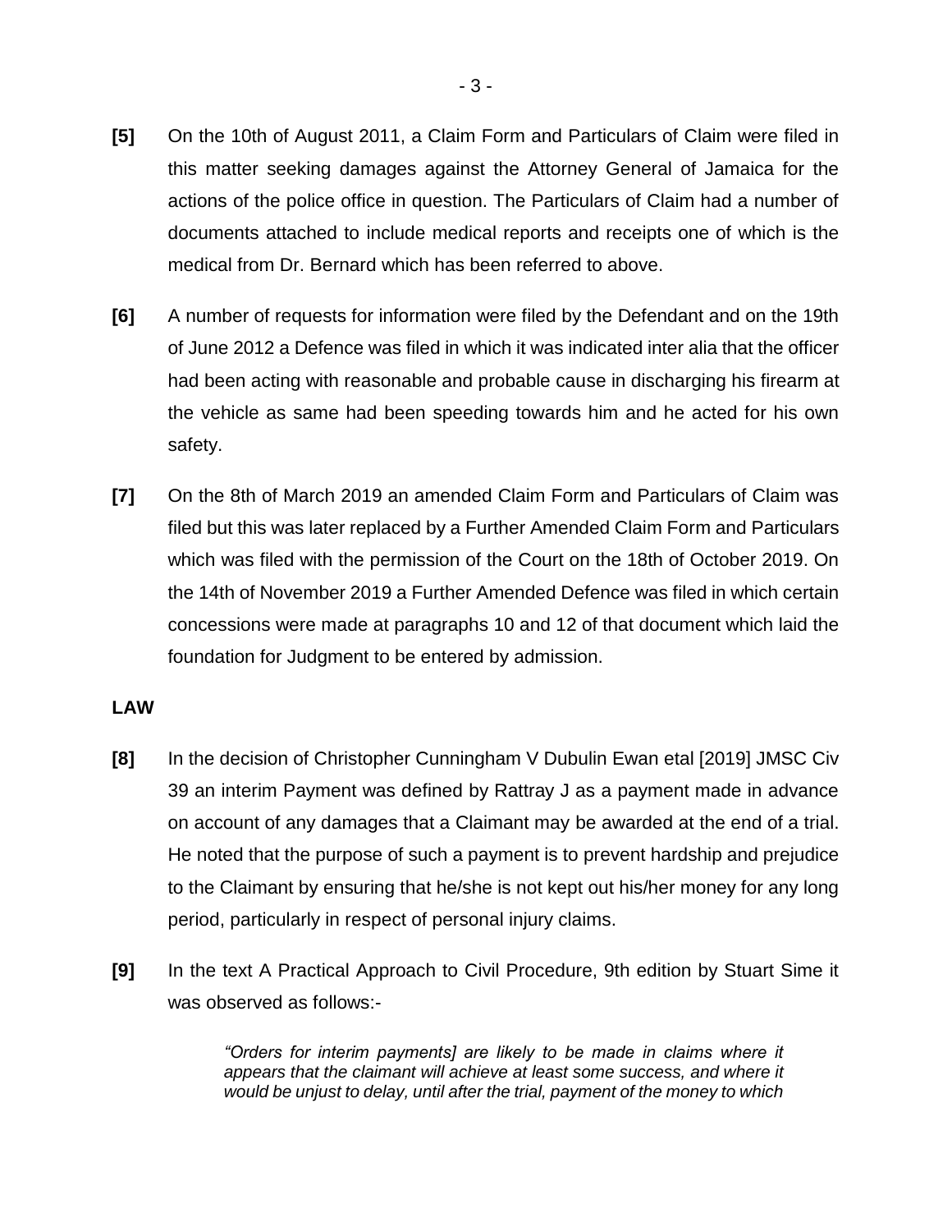**[5]** On the 10th of August 2011, a Claim Form and Particulars of Claim were filed in this matter seeking damages against the Attorney General of Jamaica for the actions of the police office in question. The Particulars of Claim had a number of documents attached to include medical reports and receipts one of which is the medical from Dr. Bernard which has been referred to above.

**[6]** A number of requests for information were filed by the Defendant and on the 19th of June 2012 a Defence was filed in which it was indicated inter alia that the officer had been acting with reasonable and probable cause in discharging his firearm at the vehicle as same had been speeding towards him and he acted for his own safety.

**[7]** On the 8th of March 2019 an amended Claim Form and Particulars of Claim was filed but this was later replaced by a Further Amended Claim Form and Particulars which was filed with the permission of the Court on the 18th of October 2019. On the 14th of November 2019 a Further Amended Defence was filed in which certain concessions were made at paragraphs 10 and 12 of that document which laid the foundation for Judgment to be entered by admission.

**LAW**

**[8]** In the decision of Christopher Cunningham V Dubulin Ewan etal [2019] JMSC Civ 39 an interim Payment was defined by Rattray J as a payment made in advance on account of any damages that a Claimant may be awarded at the end of a trial. He noted that the purpose of such a payment is to prevent hardship and prejudice to the Claimant by ensuring that he/she is not kept out his/her money for any long period, particularly in respect of personal injury claims.

**[9]** In the text A Practical Approach to Civil Procedure, 9th edition by Stuart Sime it was observed as follows:-

> *"Orders for interim payments] are likely to be made in claims where it appears that the claimant will achieve at least some success, and where it would be unjust to delay, until after the trial, payment of the money to which*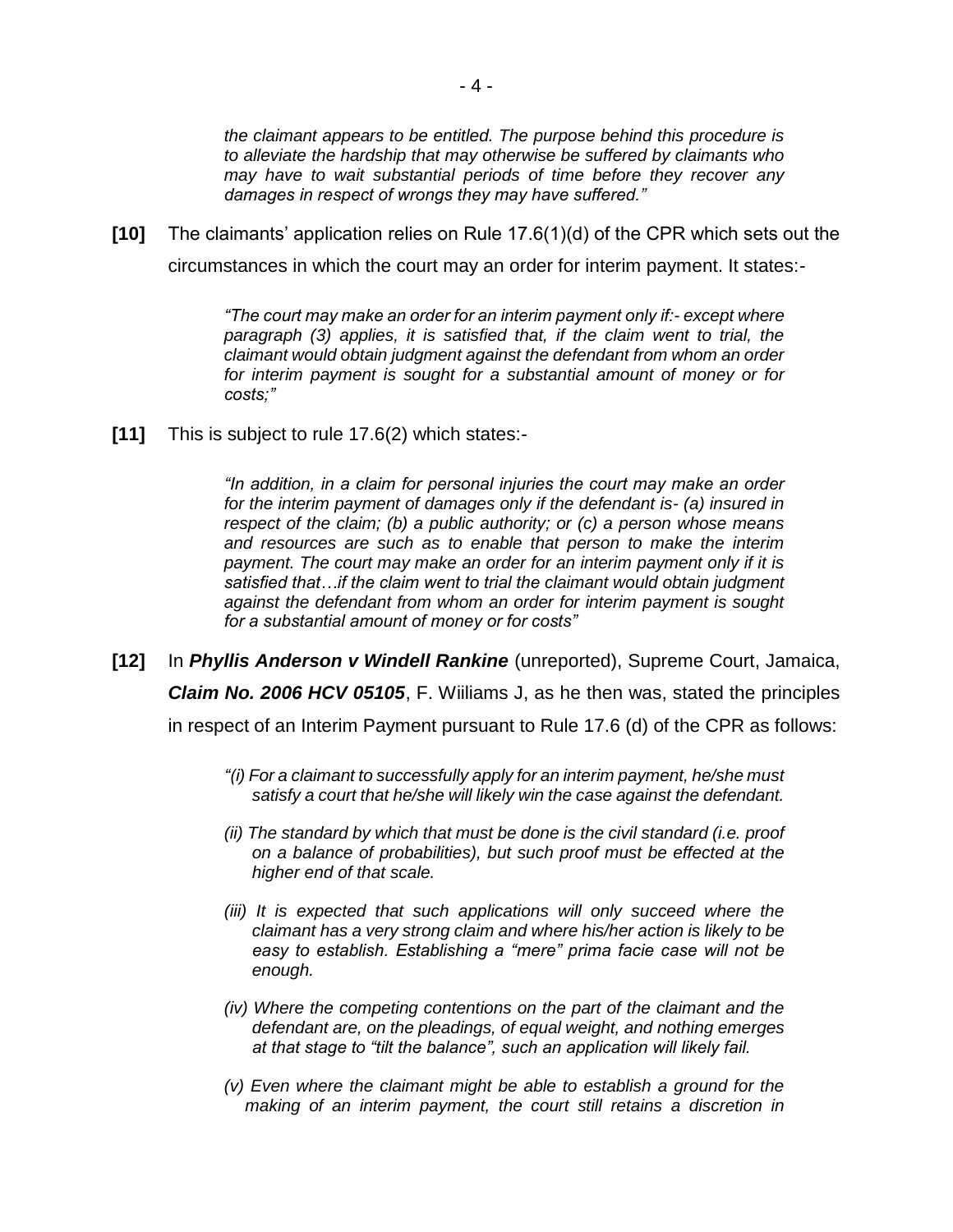> *the claimant appears to be entitled. The purpose behind this procedure is to alleviate the hardship that may otherwise be suffered by claimants who may have to wait substantial periods of time before they recover any damages in respect of wrongs they may have suffered."*

**[10]** The claimants' application relies on Rule 17.6(1)(d) of the CPR which sets out the circumstances in which the court may an order for interim payment. It states:-

> *"The court may make an order for an interim payment only if:- except where paragraph (3) applies, it is satisfied that, if the claim went to trial, the claimant would obtain judgment against the defendant from whom an order for interim payment is sought for a substantial amount of money or for costs;"*

**[11]** This is subject to rule 17.6(2) which states:-

> *"In addition, in a claim for personal injuries the court may make an order for the interim payment of damages only if the defendant is- (a) insured in respect of the claim; (b) a public authority; or (c) a person whose means and resources are such as to enable that person to make the interim payment. The court may make an order for an interim payment only if it is satisfied that…if the claim went to trial the claimant would obtain judgment against the defendant from whom an order for interim payment is sought for a substantial amount of money or for costs"*

**[12]** In ***Phyllis Anderson v Windell Rankine*** (unreported), Supreme Court, Jamaica, ***Claim No. 2006 HCV 05105***, F. Wiiliams J, as he then was, stated the principles in respect of an Interim Payment pursuant to Rule 17.6 (d) of the CPR as follows:

> *"(i) For a claimant to successfully apply for an interim payment, he/she must satisfy a court that he/she will likely win the case against the defendant.*
>
> *(ii) The standard by which that must be done is the civil standard (i.e. proof on a balance of probabilities), but such proof must be effected at the higher end of that scale.*
>
> *(iii) It is expected that such applications will only succeed where the claimant has a very strong claim and where his/her action is likely to be easy to establish. Establishing a "mere" prima facie case will not be enough.*
>
> *(iv) Where the competing contentions on the part of the claimant and the defendant are, on the pleadings, of equal weight, and nothing emerges at that stage to "tilt the balance", such an application will likely fail.*
>
> *(v) Even where the claimant might be able to establish a ground for the making of an interim payment, the court still retains a discretion in*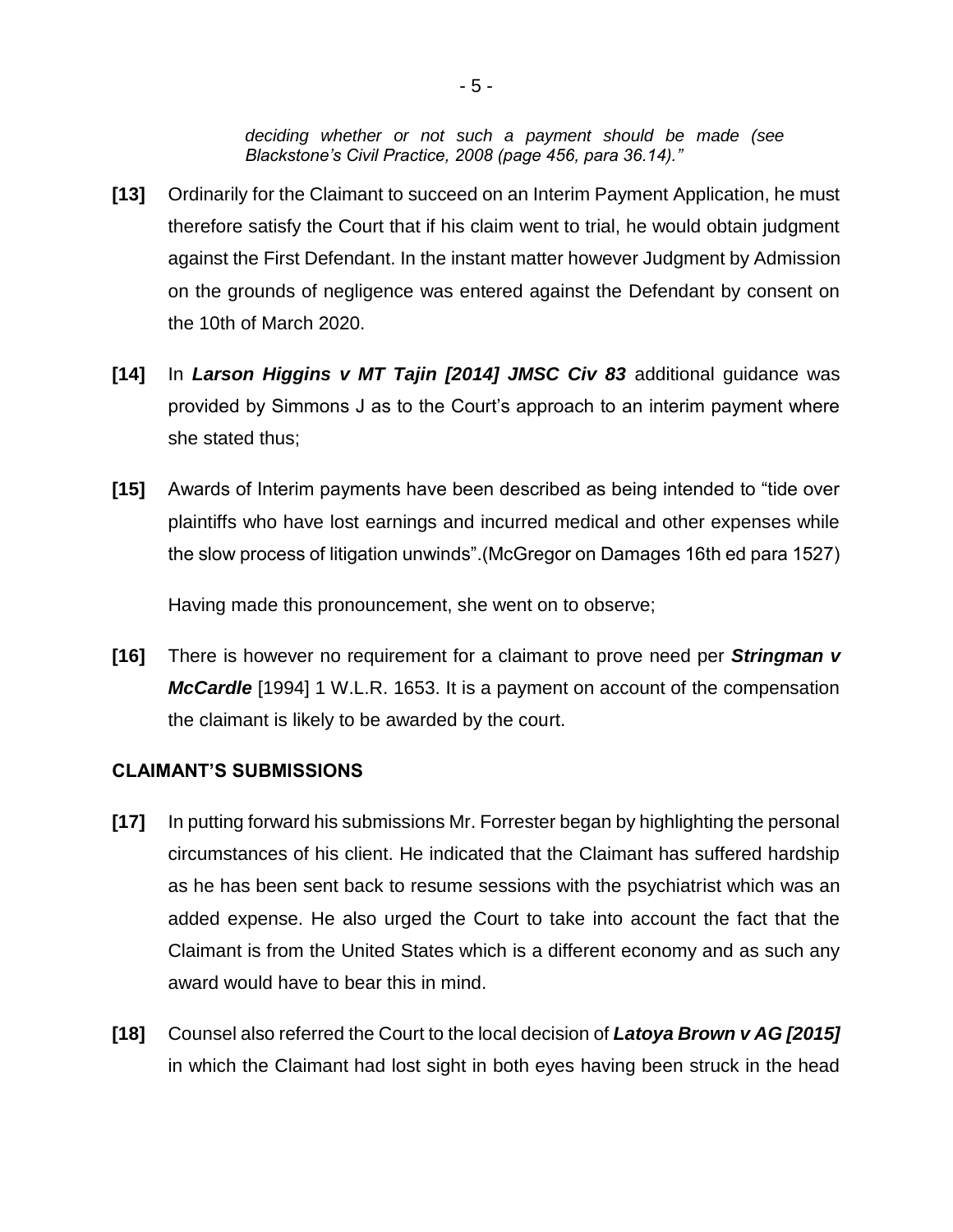*deciding whether or not such a payment should be made (see Blackstone's Civil Practice, 2008 (page 456, para 36.14)."*

**[13]** Ordinarily for the Claimant to succeed on an Interim Payment Application, he must therefore satisfy the Court that if his claim went to trial, he would obtain judgment against the First Defendant. In the instant matter however Judgment by Admission on the grounds of negligence was entered against the Defendant by consent on the 10th of March 2020.

**[14]** In ***Larson Higgins v MT Tajin [2014] JMSC Civ 83*** additional guidance was provided by Simmons J as to the Court's approach to an interim payment where she stated thus;

**[15]** Awards of Interim payments have been described as being intended to "tide over plaintiffs who have lost earnings and incurred medical and other expenses while the slow process of litigation unwinds".(McGregor on Damages 16th ed para 1527)

Having made this pronouncement, she went on to observe;

**[16]** There is however no requirement for a claimant to prove need per ***Stringman v McCardle*** [1994] 1 W.L.R. 1653. It is a payment on account of the compensation the claimant is likely to be awarded by the court.

## CLAIMANT'S SUBMISSIONS

**[17]** In putting forward his submissions Mr. Forrester began by highlighting the personal circumstances of his client. He indicated that the Claimant has suffered hardship as he has been sent back to resume sessions with the psychiatrist which was an added expense. He also urged the Court to take into account the fact that the Claimant is from the United States which is a different economy and as such any award would have to bear this in mind.

**[18]** Counsel also referred the Court to the local decision of ***Latoya Brown v AG [2015]*** in which the Claimant had lost sight in both eyes having been struck in the head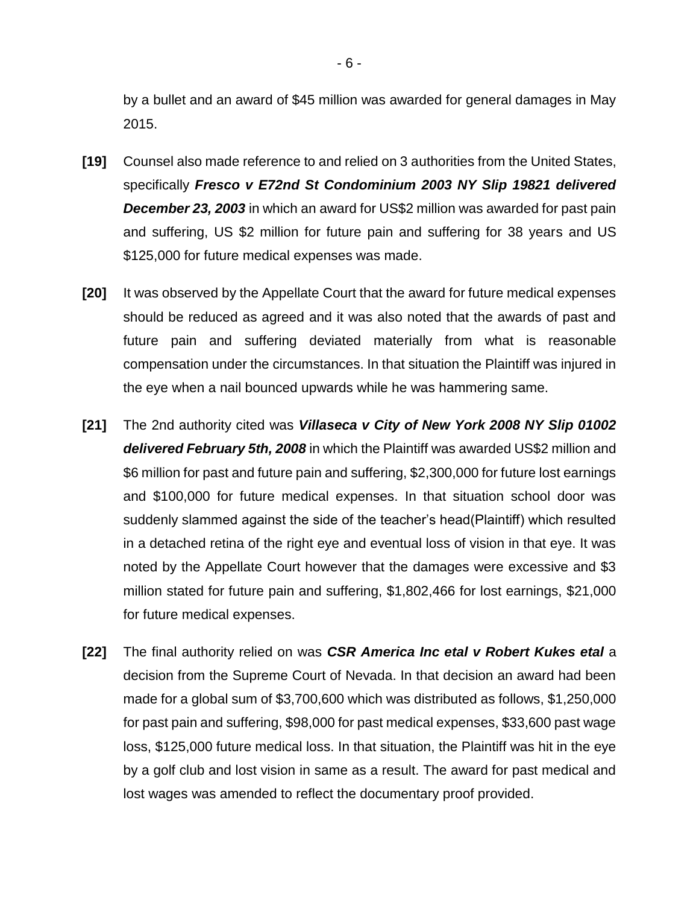by a bullet and an award of $45 million was awarded for general damages in May 2015.

**[19]** Counsel also made reference to and relied on 3 authorities from the United States, specifically ***Fresco v E72nd St Condominium 2003 NY Slip 19821 delivered December 23, 2003*** in which an award for US$2 million was awarded for past pain and suffering, US $2 million for future pain and suffering for 38 years and US $125,000 for future medical expenses was made.

**[20]** It was observed by the Appellate Court that the award for future medical expenses should be reduced as agreed and it was also noted that the awards of past and future pain and suffering deviated materially from what is reasonable compensation under the circumstances. In that situation the Plaintiff was injured in the eye when a nail bounced upwards while he was hammering same.

**[21]** The 2nd authority cited was ***Villaseca v City of New York 2008 NY Slip 01002 delivered February 5th, 2008*** in which the Plaintiff was awarded US$2 million and $6 million for past and future pain and suffering, $2,300,000 for future lost earnings and $100,000 for future medical expenses. In that situation school door was suddenly slammed against the side of the teacher's head(Plaintiff) which resulted in a detached retina of the right eye and eventual loss of vision in that eye. It was noted by the Appellate Court however that the damages were excessive and $3 million stated for future pain and suffering, $1,802,466 for lost earnings, $21,000 for future medical expenses.

**[22]** The final authority relied on was ***CSR America Inc etal v Robert Kukes etal*** a decision from the Supreme Court of Nevada. In that decision an award had been made for a global sum of $3,700,600 which was distributed as follows, $1,250,000 for past pain and suffering, $98,000 for past medical expenses, $33,600 past wage loss, $125,000 future medical loss. In that situation, the Plaintiff was hit in the eye by a golf club and lost vision in same as a result. The award for past medical and lost wages was amended to reflect the documentary proof provided.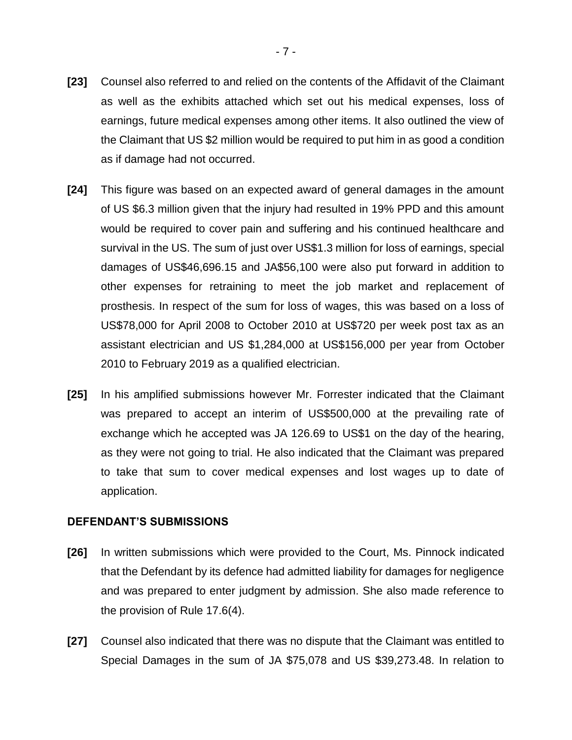**[23]** Counsel also referred to and relied on the contents of the Affidavit of the Claimant as well as the exhibits attached which set out his medical expenses, loss of earnings, future medical expenses among other items. It also outlined the view of the Claimant that US $2 million would be required to put him in as good a condition as if damage had not occurred.

**[24]** This figure was based on an expected award of general damages in the amount of US $6.3 million given that the injury had resulted in 19% PPD and this amount would be required to cover pain and suffering and his continued healthcare and survival in the US. The sum of just over US$1.3 million for loss of earnings, special damages of US$46,696.15 and JA$56,100 were also put forward in addition to other expenses for retraining to meet the job market and replacement of prosthesis. In respect of the sum for loss of wages, this was based on a loss of US$78,000 for April 2008 to October 2010 at US$720 per week post tax as an assistant electrician and US $1,284,000 at US$156,000 per year from October 2010 to February 2019 as a qualified electrician.

**[25]** In his amplified submissions however Mr. Forrester indicated that the Claimant was prepared to accept an interim of US$500,000 at the prevailing rate of exchange which he accepted was JA 126.69 to US$1 on the day of the hearing, as they were not going to trial. He also indicated that the Claimant was prepared to take that sum to cover medical expenses and lost wages up to date of application.

### DEFENDANT'S SUBMISSIONS

**[26]** In written submissions which were provided to the Court, Ms. Pinnock indicated that the Defendant by its defence had admitted liability for damages for negligence and was prepared to enter judgment by admission. She also made reference to the provision of Rule 17.6(4).

**[27]** Counsel also indicated that there was no dispute that the Claimant was entitled to Special Damages in the sum of JA $75,078 and US $39,273.48. In relation to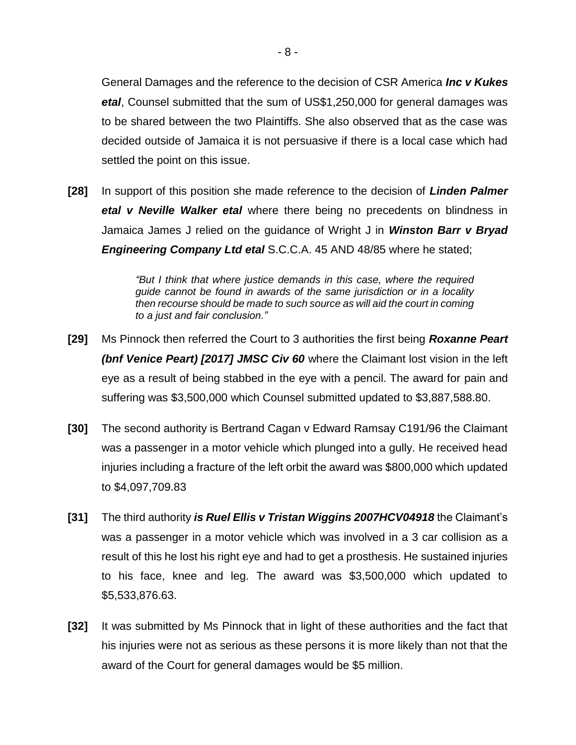General Damages and the reference to the decision of CSR America ***Inc v Kukes etal***, Counsel submitted that the sum of US$1,250,000 for general damages was to be shared between the two Plaintiffs. She also observed that as the case was decided outside of Jamaica it is not persuasive if there is a local case which had settled the point on this issue.

**[28]** In support of this position she made reference to the decision of ***Linden Palmer etal v Neville Walker etal*** where there being no precedents on blindness in Jamaica James J relied on the guidance of Wright J in ***Winston Barr v Bryad Engineering Company Ltd etal*** S.C.C.A. 45 AND 48/85 where he stated;

> *"But I think that where justice demands in this case, where the required guide cannot be found in awards of the same jurisdiction or in a locality then recourse should be made to such source as will aid the court in coming to a just and fair conclusion."*

**[29]** Ms Pinnock then referred the Court to 3 authorities the first being ***Roxanne Peart (bnf Venice Peart) [2017] JMSC Civ 60*** where the Claimant lost vision in the left eye as a result of being stabbed in the eye with a pencil. The award for pain and suffering was $3,500,000 which Counsel submitted updated to $3,887,588.80.

**[30]** The second authority is Bertrand Cagan v Edward Ramsay C191/96 the Claimant was a passenger in a motor vehicle which plunged into a gully. He received head injuries including a fracture of the left orbit the award was $800,000 which updated to $4,097,709.83

**[31]** The third authority ***is Ruel Ellis v Tristan Wiggins 2007HCV04918*** the Claimant's was a passenger in a motor vehicle which was involved in a 3 car collision as a result of this he lost his right eye and had to get a prosthesis. He sustained injuries to his face, knee and leg. The award was $3,500,000 which updated to $5,533,876.63.

**[32]** It was submitted by Ms Pinnock that in light of these authorities and the fact that his injuries were not as serious as these persons it is more likely than not that the award of the Court for general damages would be $5 million.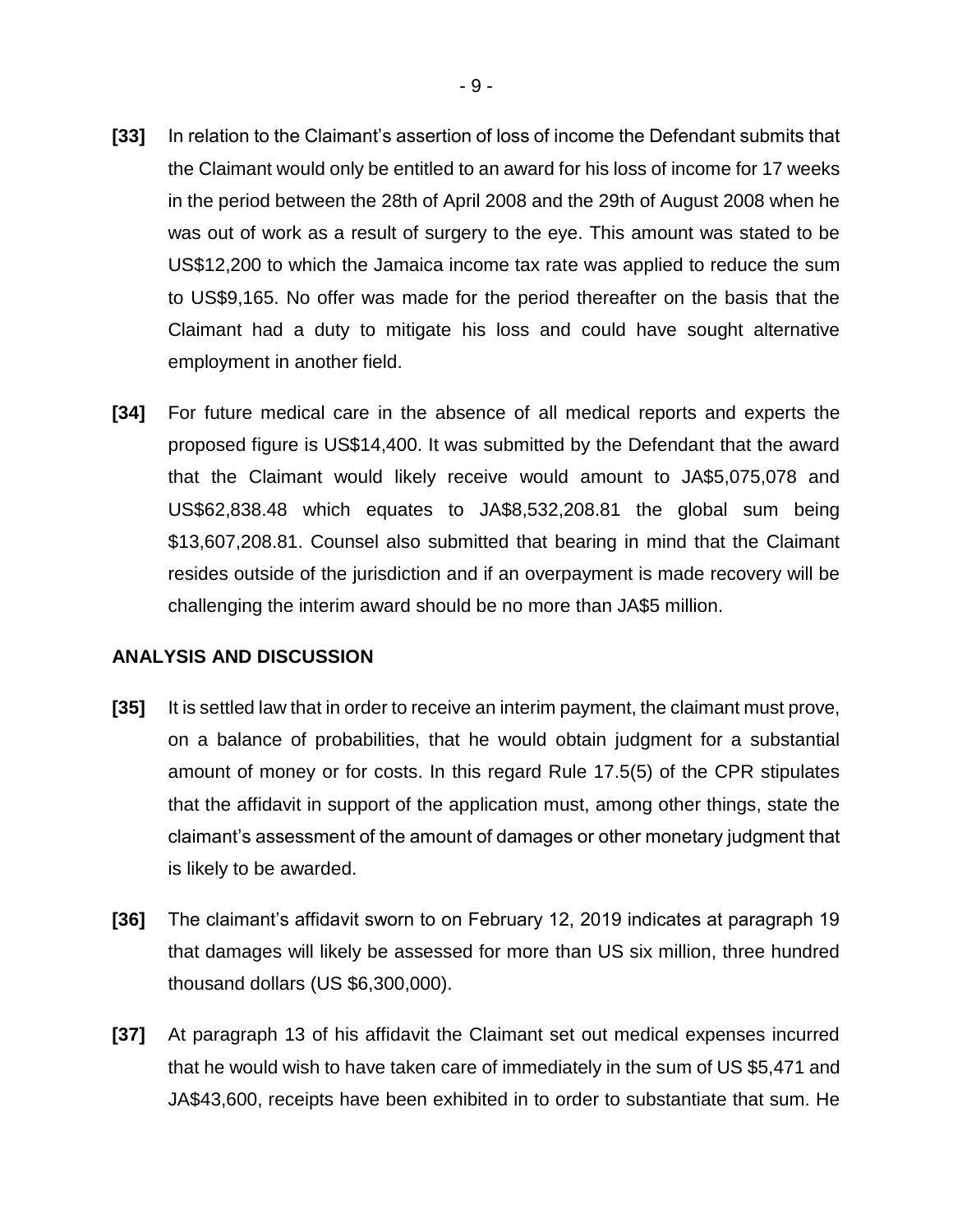**[33]** In relation to the Claimant's assertion of loss of income the Defendant submits that the Claimant would only be entitled to an award for his loss of income for 17 weeks in the period between the 28th of April 2008 and the 29th of August 2008 when he was out of work as a result of surgery to the eye. This amount was stated to be US$12,200 to which the Jamaica income tax rate was applied to reduce the sum to US$9,165. No offer was made for the period thereafter on the basis that the Claimant had a duty to mitigate his loss and could have sought alternative employment in another field.

**[34]** For future medical care in the absence of all medical reports and experts the proposed figure is US$14,400. It was submitted by the Defendant that the award that the Claimant would likely receive would amount to JA$5,075,078 and US$62,838.48 which equates to JA$8,532,208.81 the global sum being $13,607,208.81. Counsel also submitted that bearing in mind that the Claimant resides outside of the jurisdiction and if an overpayment is made recovery will be challenging the interim award should be no more than JA$5 million.

## ANALYSIS AND DISCUSSION

**[35]** It is settled law that in order to receive an interim payment, the claimant must prove, on a balance of probabilities, that he would obtain judgment for a substantial amount of money or for costs. In this regard Rule 17.5(5) of the CPR stipulates that the affidavit in support of the application must, among other things, state the claimant's assessment of the amount of damages or other monetary judgment that is likely to be awarded.

**[36]** The claimant's affidavit sworn to on February 12, 2019 indicates at paragraph 19 that damages will likely be assessed for more than US six million, three hundred thousand dollars (US $6,300,000).

**[37]** At paragraph 13 of his affidavit the Claimant set out medical expenses incurred that he would wish to have taken care of immediately in the sum of US $5,471 and JA$43,600, receipts have been exhibited in to order to substantiate that sum. He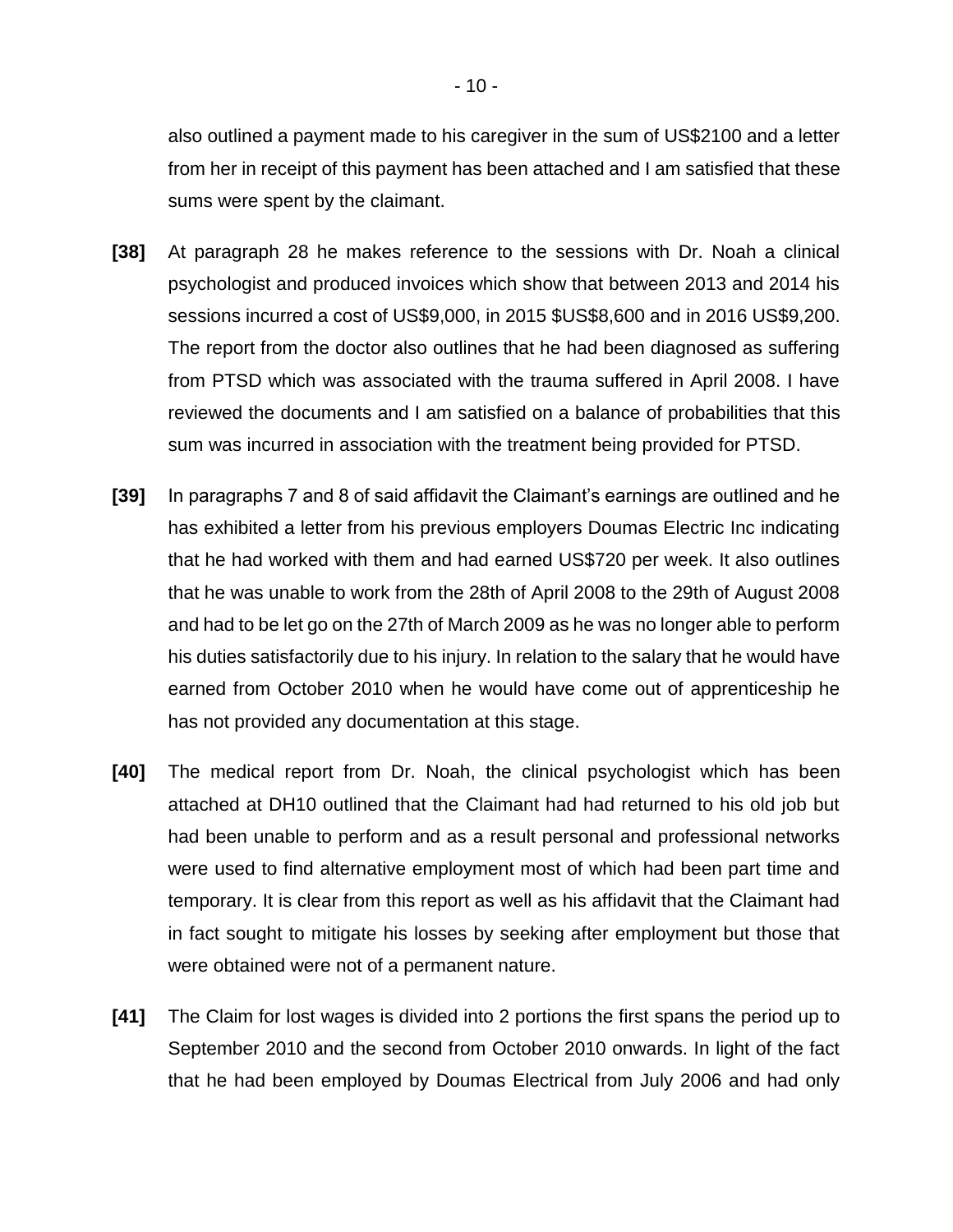also outlined a payment made to his caregiver in the sum of US$2100 and a letter from her in receipt of this payment has been attached and I am satisfied that these sums were spent by the claimant.

**[38]** At paragraph 28 he makes reference to the sessions with Dr. Noah a clinical psychologist and produced invoices which show that between 2013 and 2014 his sessions incurred a cost of US$9,000, in 2015 $US$8,600 and in 2016 US$9,200. The report from the doctor also outlines that he had been diagnosed as suffering from PTSD which was associated with the trauma suffered in April 2008. I have reviewed the documents and I am satisfied on a balance of probabilities that this sum was incurred in association with the treatment being provided for PTSD.

**[39]** In paragraphs 7 and 8 of said affidavit the Claimant's earnings are outlined and he has exhibited a letter from his previous employers Doumas Electric Inc indicating that he had worked with them and had earned US$720 per week. It also outlines that he was unable to work from the 28th of April 2008 to the 29th of August 2008 and had to be let go on the 27th of March 2009 as he was no longer able to perform his duties satisfactorily due to his injury. In relation to the salary that he would have earned from October 2010 when he would have come out of apprenticeship he has not provided any documentation at this stage.

**[40]** The medical report from Dr. Noah, the clinical psychologist which has been attached at DH10 outlined that the Claimant had had returned to his old job but had been unable to perform and as a result personal and professional networks were used to find alternative employment most of which had been part time and temporary. It is clear from this report as well as his affidavit that the Claimant had in fact sought to mitigate his losses by seeking after employment but those that were obtained were not of a permanent nature.

**[41]** The Claim for lost wages is divided into 2 portions the first spans the period up to September 2010 and the second from October 2010 onwards. In light of the fact that he had been employed by Doumas Electrical from July 2006 and had only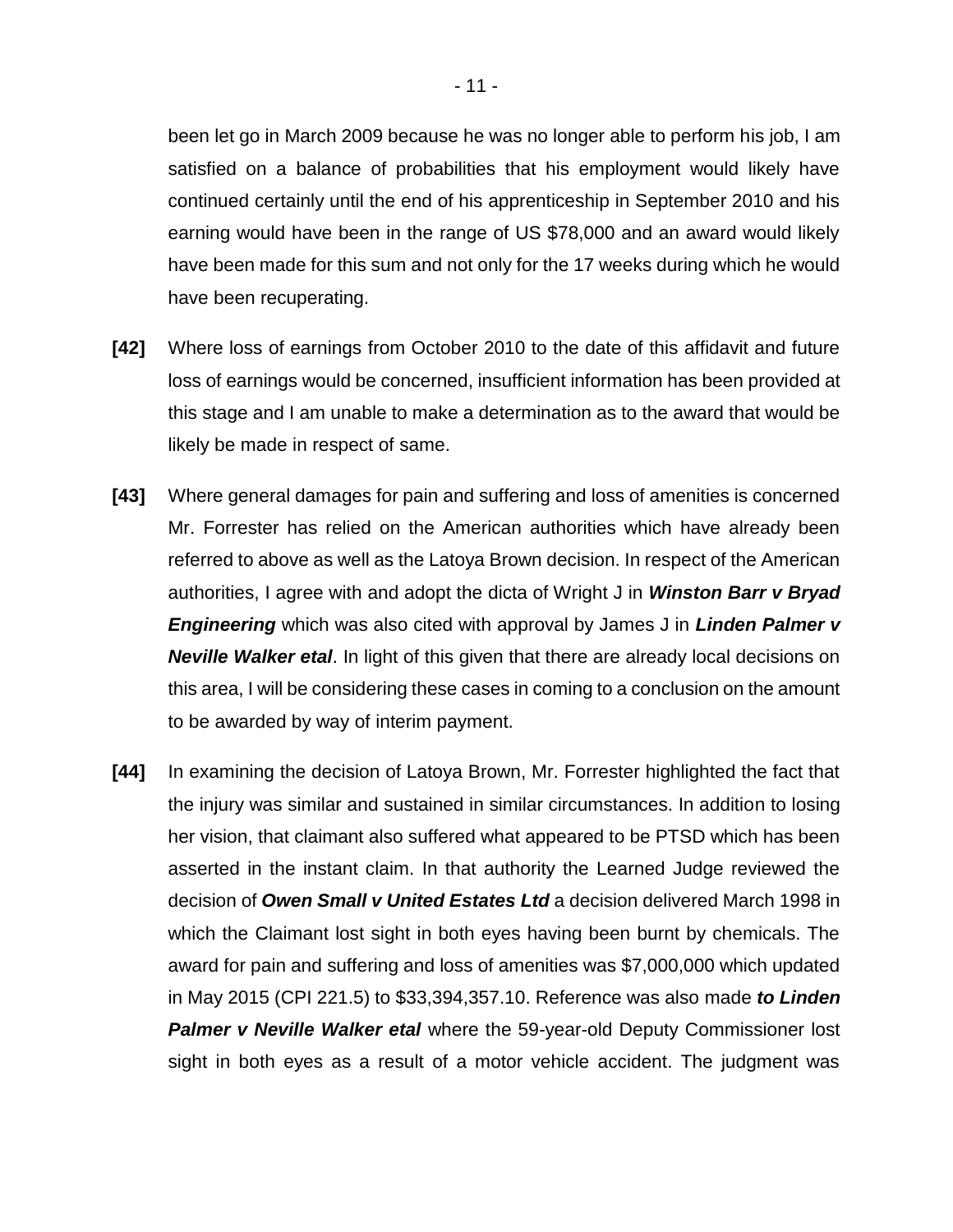been let go in March 2009 because he was no longer able to perform his job, I am satisfied on a balance of probabilities that his employment would likely have continued certainly until the end of his apprenticeship in September 2010 and his earning would have been in the range of US $78,000 and an award would likely have been made for this sum and not only for the 17 weeks during which he would have been recuperating.

**[42]** Where loss of earnings from October 2010 to the date of this affidavit and future loss of earnings would be concerned, insufficient information has been provided at this stage and I am unable to make a determination as to the award that would be likely be made in respect of same.

**[43]** Where general damages for pain and suffering and loss of amenities is concerned Mr. Forrester has relied on the American authorities which have already been referred to above as well as the Latoya Brown decision. In respect of the American authorities, I agree with and adopt the dicta of Wright J in ***Winston Barr v Bryad Engineering*** which was also cited with approval by James J in ***Linden Palmer v Neville Walker etal***. In light of this given that there are already local decisions on this area, I will be considering these cases in coming to a conclusion on the amount to be awarded by way of interim payment.

**[44]** In examining the decision of Latoya Brown, Mr. Forrester highlighted the fact that the injury was similar and sustained in similar circumstances. In addition to losing her vision, that claimant also suffered what appeared to be PTSD which has been asserted in the instant claim. In that authority the Learned Judge reviewed the decision of ***Owen Small v United Estates Ltd*** a decision delivered March 1998 in which the Claimant lost sight in both eyes having been burnt by chemicals. The award for pain and suffering and loss of amenities was $7,000,000 which updated in May 2015 (CPI 221.5) to $33,394,357.10. Reference was also made ***to Linden Palmer v Neville Walker etal*** where the 59-year-old Deputy Commissioner lost sight in both eyes as a result of a motor vehicle accident. The judgment was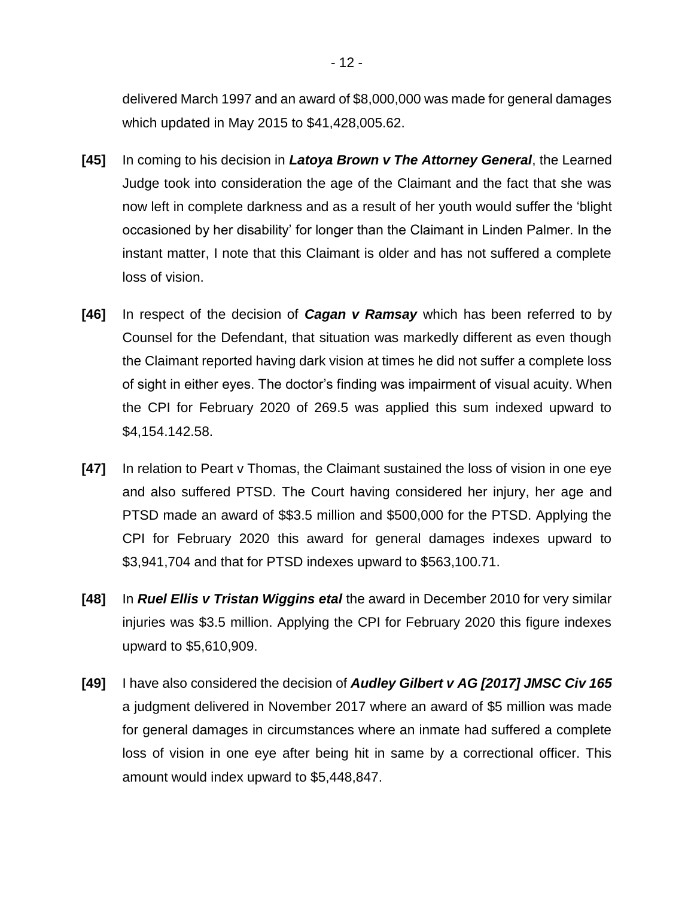delivered March 1997 and an award of $8,000,000 was made for general damages which updated in May 2015 to $41,428,005.62.

**[45]** In coming to his decision in ***Latoya Brown v The Attorney General***, the Learned Judge took into consideration the age of the Claimant and the fact that she was now left in complete darkness and as a result of her youth would suffer the 'blight occasioned by her disability' for longer than the Claimant in Linden Palmer. In the instant matter, I note that this Claimant is older and has not suffered a complete loss of vision.

**[46]** In respect of the decision of ***Cagan v Ramsay*** which has been referred to by Counsel for the Defendant, that situation was markedly different as even though the Claimant reported having dark vision at times he did not suffer a complete loss of sight in either eyes. The doctor's finding was impairment of visual acuity. When the CPI for February 2020 of 269.5 was applied this sum indexed upward to $4,154.142.58.

**[47]** In relation to Peart v Thomas, the Claimant sustained the loss of vision in one eye and also suffered PTSD. The Court having considered her injury, her age and PTSD made an award of $$3.5 million and $500,000 for the PTSD. Applying the CPI for February 2020 this award for general damages indexes upward to $3,941,704 and that for PTSD indexes upward to $563,100.71.

**[48]** In ***Ruel Ellis v Tristan Wiggins etal*** the award in December 2010 for very similar injuries was $3.5 million. Applying the CPI for February 2020 this figure indexes upward to $5,610,909.

**[49]** I have also considered the decision of ***Audley Gilbert v AG [2017] JMSC Civ 165*** a judgment delivered in November 2017 where an award of $5 million was made for general damages in circumstances where an inmate had suffered a complete loss of vision in one eye after being hit in same by a correctional officer. This amount would index upward to $5,448,847.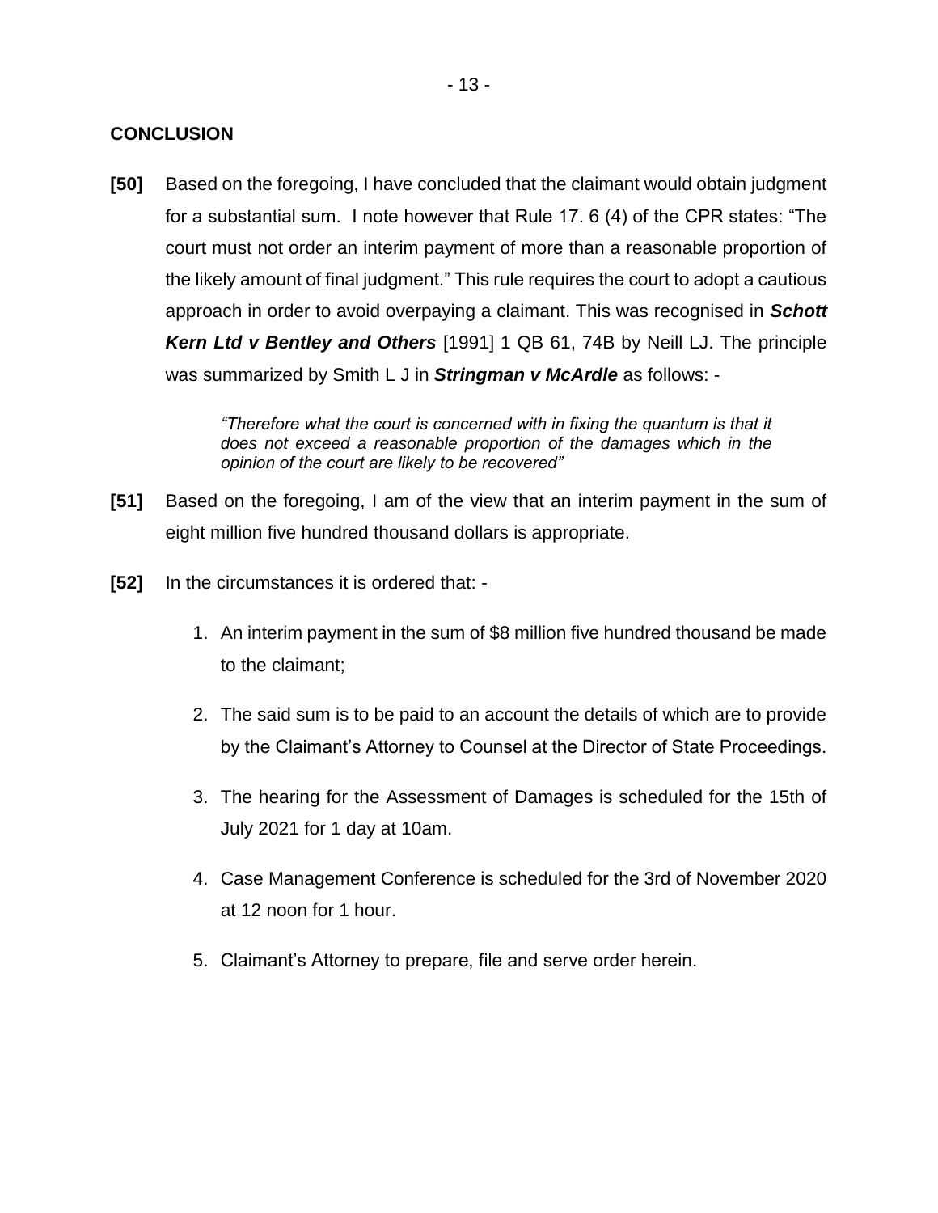## CONCLUSION

**[50]** Based on the foregoing, I have concluded that the claimant would obtain judgment for a substantial sum. I note however that Rule 17. 6 (4) of the CPR states: "The court must not order an interim payment of more than a reasonable proportion of the likely amount of final judgment." This rule requires the court to adopt a cautious approach in order to avoid overpaying a claimant. This was recognised in ***Schott Kern Ltd v Bentley and Others*** [1991] 1 QB 61, 74B by Neill LJ. The principle was summarized by Smith L J in ***Stringman v McArdle*** as follows: -

> *"Therefore what the court is concerned with in fixing the quantum is that it does not exceed a reasonable proportion of the damages which in the opinion of the court are likely to be recovered"*

**[51]** Based on the foregoing, I am of the view that an interim payment in the sum of eight million five hundred thousand dollars is appropriate.

**[52]** In the circumstances it is ordered that: -

1. An interim payment in the sum of $8 million five hundred thousand be made to the claimant;
2. The said sum is to be paid to an account the details of which are to provide by the Claimant's Attorney to Counsel at the Director of State Proceedings.
3. The hearing for the Assessment of Damages is scheduled for the 15th of July 2021 for 1 day at 10am.
4. Case Management Conference is scheduled for the 3rd of November 2020 at 12 noon for 1 hour.
5. Claimant's Attorney to prepare, file and serve order herein.